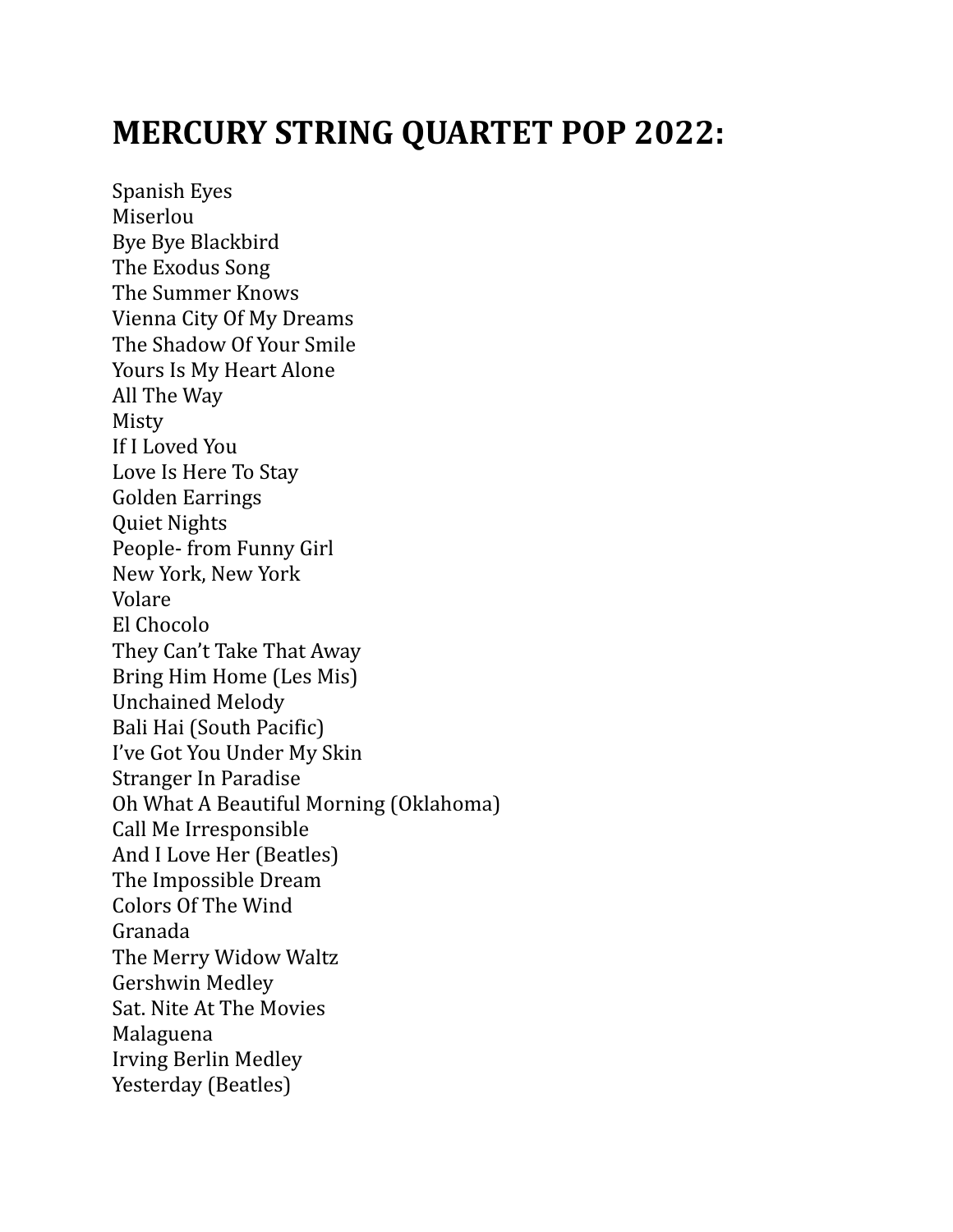# MERCURY STRING QUARTET POP 2022:

Spanish Eyes
Miserlou
Bye Bye Blackbird
The Exodus Song
The Summer Knows
Vienna City Of My Dreams
The Shadow Of Your Smile
Yours Is My Heart Alone
All The Way
Misty
If I Loved You
Love Is Here To Stay
Golden Earrings
Quiet Nights
People- from Funny Girl
New York, New York
Volare
El Chocolo
They Can't Take That Away
Bring Him Home (Les Mis)
Unchained Melody
Bali Hai (South Pacific)
I've Got You Under My Skin
Stranger In Paradise
Oh What A Beautiful Morning (Oklahoma)
Call Me Irresponsible
And I Love Her (Beatles)
The Impossible Dream
Colors Of The Wind
Granada
The Merry Widow Waltz
Gershwin Medley
Sat. Nite At The Movies
Malaguena
Irving Berlin Medley
Yesterday (Beatles)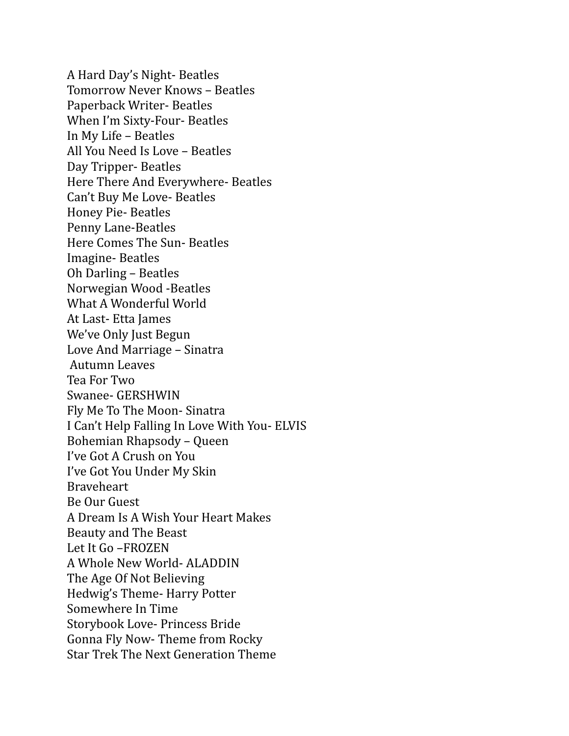A Hard Day's Night- Beatles
Tomorrow Never Knows – Beatles
Paperback Writer- Beatles
When I'm Sixty-Four- Beatles
In My Life – Beatles
All You Need Is Love – Beatles
Day Tripper- Beatles
Here There And Everywhere- Beatles
Can't Buy Me Love- Beatles
Honey Pie- Beatles
Penny Lane-Beatles
Here Comes The Sun- Beatles
Imagine- Beatles
Oh Darling – Beatles
Norwegian Wood -Beatles
What A Wonderful World
At Last- Etta James
We've Only Just Begun
Love And Marriage – Sinatra
Autumn Leaves
Tea For Two
Swanee- GERSHWIN
Fly Me To The Moon- Sinatra
I Can't Help Falling In Love With You- ELVIS
Bohemian Rhapsody – Queen
I've Got A Crush on You
I've Got You Under My Skin
Braveheart
Be Our Guest
A Dream Is A Wish Your Heart Makes
Beauty and The Beast
Let It Go –FROZEN
A Whole New World- ALADDIN
The Age Of Not Believing
Hedwig's Theme- Harry Potter
Somewhere In Time
Storybook Love- Princess Bride
Gonna Fly Now- Theme from Rocky
Star Trek The Next Generation Theme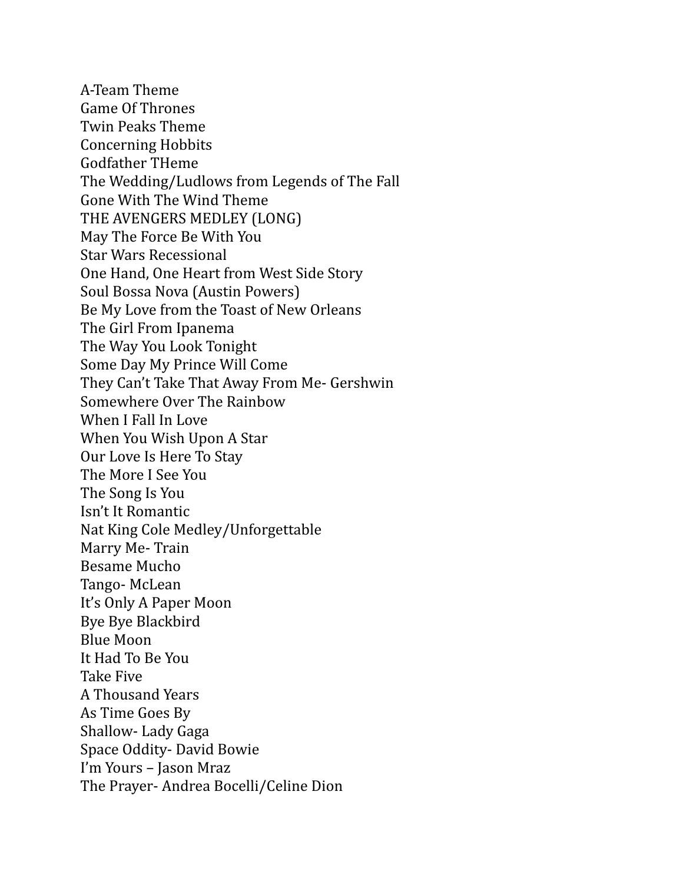A-Team Theme
Game Of Thrones
Twin Peaks Theme
Concerning Hobbits
Godfather THeme
The Wedding/Ludlows from Legends of The Fall
Gone With The Wind Theme
THE AVENGERS MEDLEY (LONG)
May The Force Be With You
Star Wars Recessional
One Hand, One Heart from West Side Story
Soul Bossa Nova (Austin Powers)
Be My Love from the Toast of New Orleans
The Girl From Ipanema
The Way You Look Tonight
Some Day My Prince Will Come
They Can't Take That Away From Me- Gershwin
Somewhere Over The Rainbow
When I Fall In Love
When You Wish Upon A Star
Our Love Is Here To Stay
The More I See You
The Song Is You
Isn't It Romantic
Nat King Cole Medley/Unforgettable
Marry Me- Train
Besame Mucho
Tango- McLean
It's Only A Paper Moon
Bye Bye Blackbird
Blue Moon
It Had To Be You
Take Five
A Thousand Years
As Time Goes By
Shallow- Lady Gaga
Space Oddity- David Bowie
I'm Yours – Jason Mraz
The Prayer- Andrea Bocelli/Celine Dion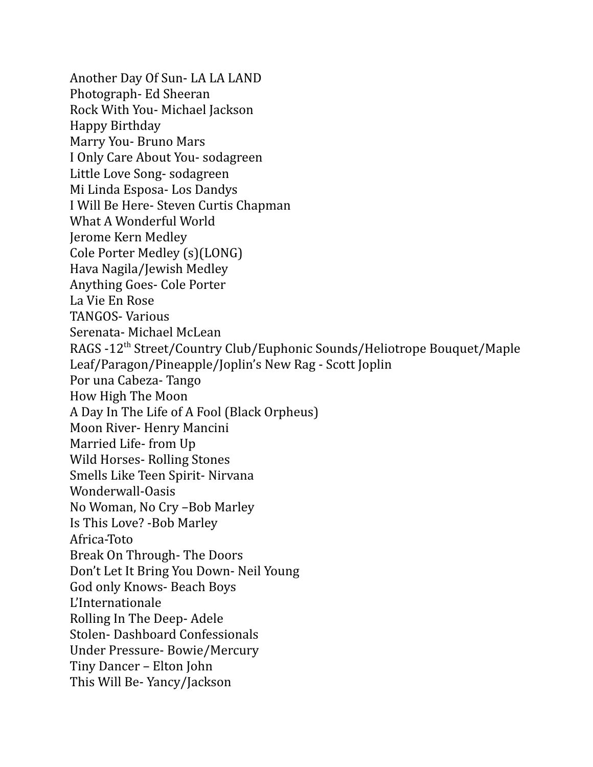Another Day Of Sun- LA LA LAND
Photograph- Ed Sheeran
Rock With You- Michael Jackson
Happy Birthday
Marry You- Bruno Mars
I Only Care About You- sodagreen
Little Love Song- sodagreen
Mi Linda Esposa- Los Dandys
I Will Be Here- Steven Curtis Chapman
What A Wonderful World
Jerome Kern Medley
Cole Porter Medley (s)(LONG)
Hava Nagila/Jewish Medley
Anything Goes- Cole Porter
La Vie En Rose
TANGOS- Various
Serenata- Michael McLean
RAGS -12th Street/Country Club/Euphonic Sounds/Heliotrope Bouquet/Maple Leaf/Paragon/Pineapple/Joplin's New Rag - Scott Joplin
Por una Cabeza- Tango
How High The Moon
A Day In The Life of A Fool (Black Orpheus)
Moon River- Henry Mancini
Married Life- from Up
Wild Horses- Rolling Stones
Smells Like Teen Spirit- Nirvana
Wonderwall-Oasis
No Woman, No Cry –Bob Marley
Is This Love? -Bob Marley
Africa-Toto
Break On Through- The Doors
Don't Let It Bring You Down- Neil Young
God only Knows- Beach Boys
L'Internationale
Rolling In The Deep- Adele
Stolen- Dashboard Confessionals
Under Pressure- Bowie/Mercury
Tiny Dancer – Elton John
This Will Be- Yancy/Jackson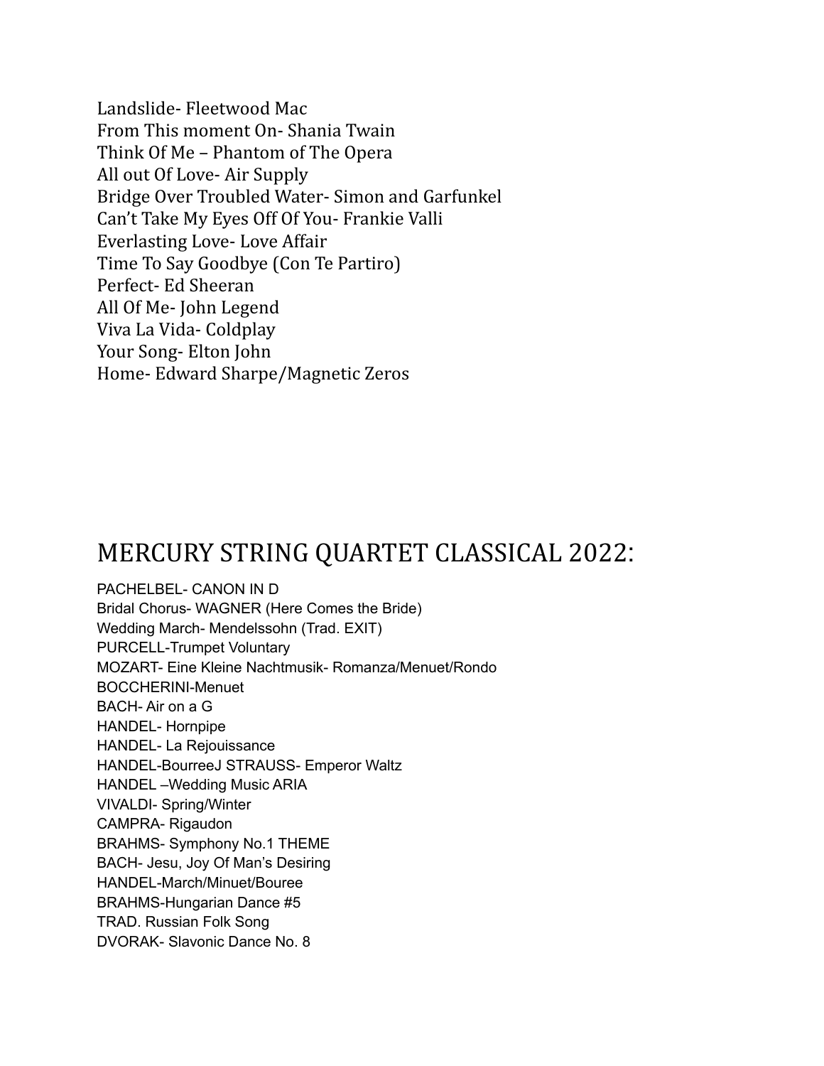Landslide- Fleetwood Mac
From This moment On- Shania Twain
Think Of Me – Phantom of The Opera
All out Of Love- Air Supply
Bridge Over Troubled Water- Simon and Garfunkel
Can't Take My Eyes Off Of You- Frankie Valli
Everlasting Love- Love Affair
Time To Say Goodbye (Con Te Partiro)
Perfect- Ed Sheeran
All Of Me- John Legend
Viva La Vida- Coldplay
Your Song- Elton John
Home- Edward Sharpe/Magnetic Zeros

## MERCURY STRING QUARTET CLASSICAL 2022:

PACHELBEL- CANON IN D
Bridal Chorus- WAGNER (Here Comes the Bride)
Wedding March- Mendelssohn (Trad. EXIT)
PURCELL-Trumpet Voluntary
MOZART- Eine Kleine Nachtmusik- Romanza/Menuet/Rondo
BOCCHERINI-Menuet
BACH- Air on a G
HANDEL- Hornpipe
HANDEL- La Rejouissance
HANDEL-BourreeJ STRAUSS- Emperor Waltz
HANDEL –Wedding Music ARIA
VIVALDI- Spring/Winter
CAMPRA- Rigaudon
BRAHMS- Symphony No.1 THEME
BACH- Jesu, Joy Of Man's Desiring
HANDEL-March/Minuet/Bouree
BRAHMS-Hungarian Dance #5
TRAD. Russian Folk Song
DVORAK- Slavonic Dance No. 8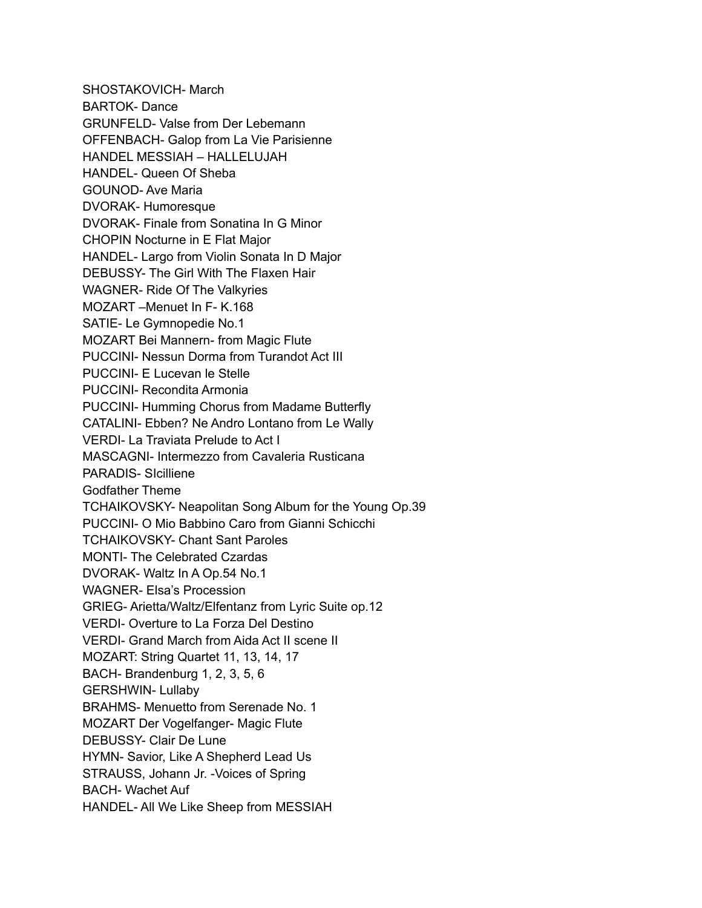SHOSTAKOVICH- March
BARTOK- Dance
GRUNFELD- Valse from Der Lebemann
OFFENBACH- Galop from La Vie Parisienne
HANDEL MESSIAH – HALLELUJAH
HANDEL- Queen Of Sheba
GOUNOD- Ave Maria
DVORAK- Humoresque
DVORAK- Finale from Sonatina In G Minor
CHOPIN Nocturne in E Flat Major
HANDEL- Largo from Violin Sonata In D Major
DEBUSSY- The Girl With The Flaxen Hair
WAGNER- Ride Of The Valkyries
MOZART –Menuet In F- K.168
SATIE- Le Gymnopedie No.1
MOZART Bei Mannern- from Magic Flute
PUCCINI- Nessun Dorma from Turandot Act III
PUCCINI- E Lucevan le Stelle
PUCCINI- Recondita Armonia
PUCCINI- Humming Chorus from Madame Butterfly
CATALINI- Ebben? Ne Andro Lontano from Le Wally
VERDI- La Traviata Prelude to Act I
MASCAGNI- Intermezzo from Cavaleria Rusticana
PARADIS- SIcilliene
Godfather Theme
TCHAIKOVSKY- Neapolitan Song Album for the Young Op.39
PUCCINI- O Mio Babbino Caro from Gianni Schicchi
TCHAIKOVSKY- Chant Sant Paroles
MONTI- The Celebrated Czardas
DVORAK- Waltz In A Op.54 No.1
WAGNER- Elsa's Procession
GRIEG- Arietta/Waltz/Elfentanz from Lyric Suite op.12
VERDI- Overture to La Forza Del Destino
VERDI- Grand March from Aida Act II scene II
MOZART: String Quartet 11, 13, 14, 17
BACH- Brandenburg 1, 2, 3, 5, 6
GERSHWIN- Lullaby
BRAHMS- Menuetto from Serenade No. 1
MOZART Der Vogelfanger- Magic Flute
DEBUSSY- Clair De Lune
HYMN- Savior, Like A Shepherd Lead Us
STRAUSS, Johann Jr. -Voices of Spring
BACH- Wachet Auf
HANDEL- All We Like Sheep from MESSIAH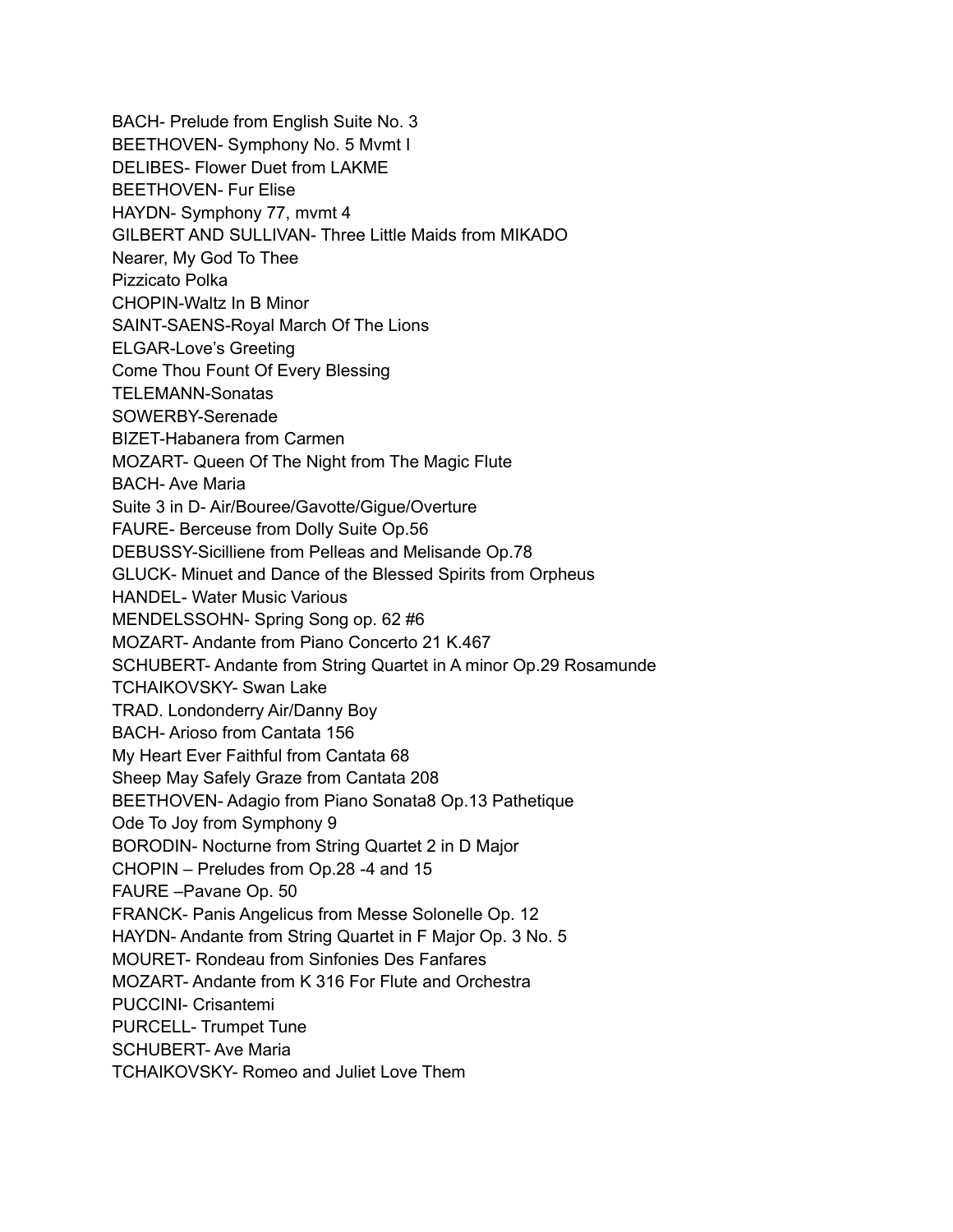BACH- Prelude from English Suite No. 3
BEETHOVEN- Symphony No. 5 Mvmt I
DELIBES- Flower Duet from LAKME
BEETHOVEN- Fur Elise
HAYDN- Symphony 77, mvmt 4
GILBERT AND SULLIVAN- Three Little Maids from MIKADO
Nearer, My God To Thee
Pizzicato Polka
CHOPIN-Waltz In B Minor
SAINT-SAENS-Royal March Of The Lions
ELGAR-Love's Greeting
Come Thou Fount Of Every Blessing
TELEMANN-Sonatas
SOWERBY-Serenade
BIZET-Habanera from Carmen
MOZART- Queen Of The Night from The Magic Flute
BACH- Ave Maria
Suite 3 in D- Air/Bouree/Gavotte/Gigue/Overture
FAURE- Berceuse from Dolly Suite Op.56
DEBUSSY-Sicilliene from Pelleas and Melisande Op.78
GLUCK- Minuet and Dance of the Blessed Spirits from Orpheus
HANDEL- Water Music Various
MENDELSSOHN- Spring Song op. 62 #6
MOZART- Andante from Piano Concerto 21 K.467
SCHUBERT- Andante from String Quartet in A minor Op.29 Rosamunde
TCHAIKOVSKY- Swan Lake
TRAD. Londonderry Air/Danny Boy
BACH- Arioso from Cantata 156
My Heart Ever Faithful from Cantata 68
Sheep May Safely Graze from Cantata 208
BEETHOVEN- Adagio from Piano Sonata8 Op.13 Pathetique
Ode To Joy from Symphony 9
BORODIN- Nocturne from String Quartet 2 in D Major
CHOPIN – Preludes from Op.28 -4 and 15
FAURE –Pavane Op. 50
FRANCK- Panis Angelicus from Messe Solonelle Op. 12
HAYDN- Andante from String Quartet in F Major Op. 3 No. 5
MOURET- Rondeau from Sinfonies Des Fanfares
MOZART- Andante from K 316 For Flute and Orchestra
PUCCINI- Crisantemi
PURCELL- Trumpet Tune
SCHUBERT- Ave Maria
TCHAIKOVSKY- Romeo and Juliet Love Them